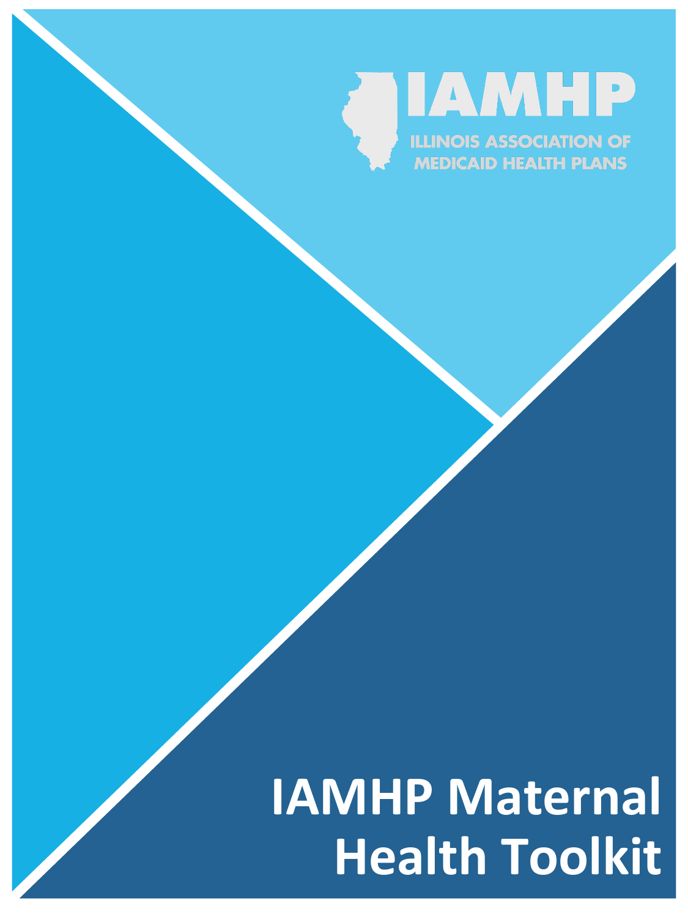IAMHP

ILLINOIS ASSOCIATION OF MEDICAID HEALTH PLANS

# IAMHP Maternal Health Toolkit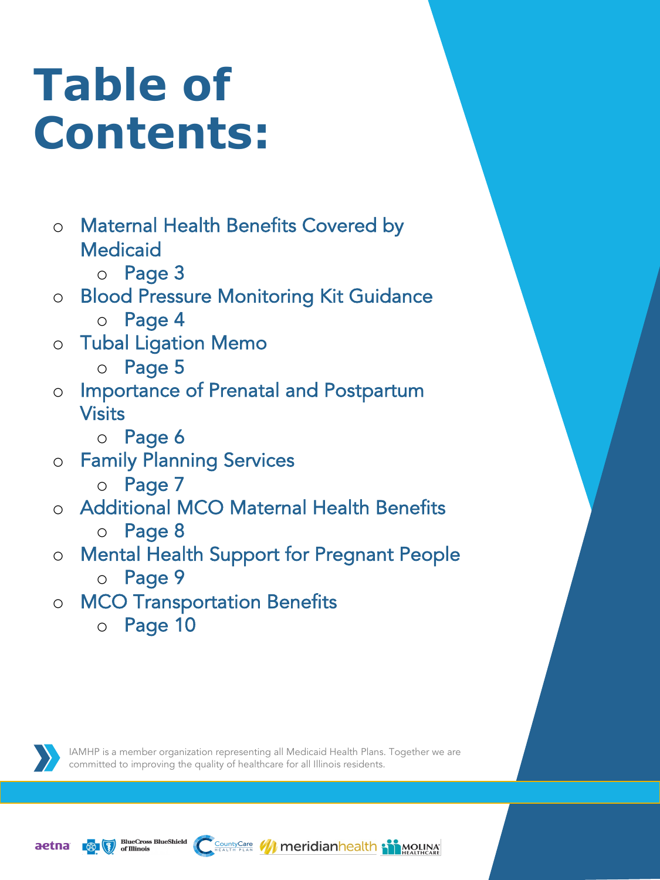# Table of Contents:

- Maternal Health Benefits Covered by Medicaid
  - Page 3
- Blood Pressure Monitoring Kit Guidance
  - Page 4
- Tubal Ligation Memo
  - Page 5
- Importance of Prenatal and Postpartum Visits
  - Page 6
- Family Planning Services
  - Page 7
- Additional MCO Maternal Health Benefits
  - Page 8
- Mental Health Support for Pregnant People
  - Page 9
- MCO Transportation Benefits
  - Page 10

IAMHP is a member organization representing all Medicaid Health Plans. Together we are committed to improving the quality of healthcare for all Illinois residents.

aetna | BlueCross BlueShield of Illinois | CountyCare Health Plan | meridianhealth | Molina Healthcare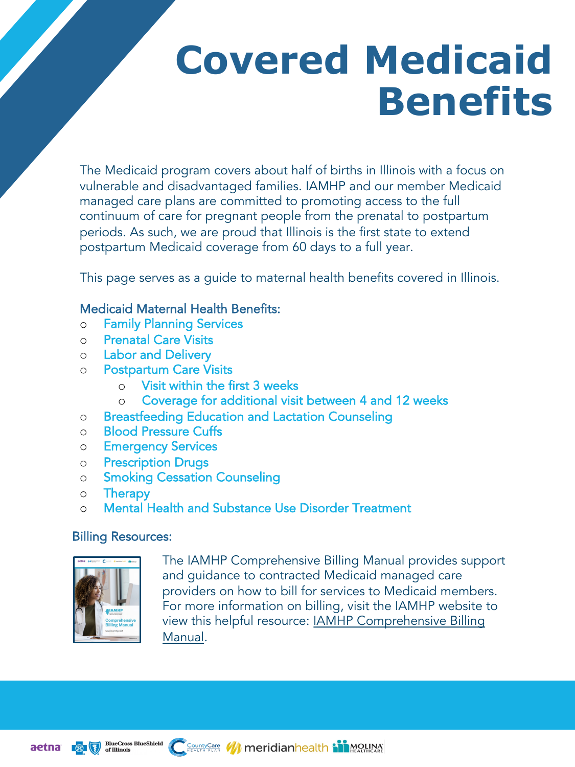# Covered Medicaid Benefits

The Medicaid program covers about half of births in Illinois with a focus on vulnerable and disadvantaged families. IAMHP and our member Medicaid managed care plans are committed to promoting access to the full continuum of care for pregnant people from the prenatal to postpartum periods. As such, we are proud that Illinois is the first state to extend postpartum Medicaid coverage from 60 days to a full year.

This page serves as a guide to maternal health benefits covered in Illinois.

## Medicaid Maternal Health Benefits:

- Family Planning Services
- Prenatal Care Visits
- Labor and Delivery
- Postpartum Care Visits
  - Visit within the first 3 weeks
  - Coverage for additional visit between 4 and 12 weeks
- Breastfeeding Education and Lactation Counseling
- Blood Pressure Cuffs
- Emergency Services
- Prescription Drugs
- Smoking Cessation Counseling
- Therapy
- Mental Health and Substance Use Disorder Treatment

## Billing Resources:

The IAMHP Comprehensive Billing Manual provides support and guidance to contracted Medicaid managed care providers on how to bill for services to Medicaid members. For more information on billing, visit the IAMHP website to view this helpful resource: IAMHP Comprehensive Billing Manual.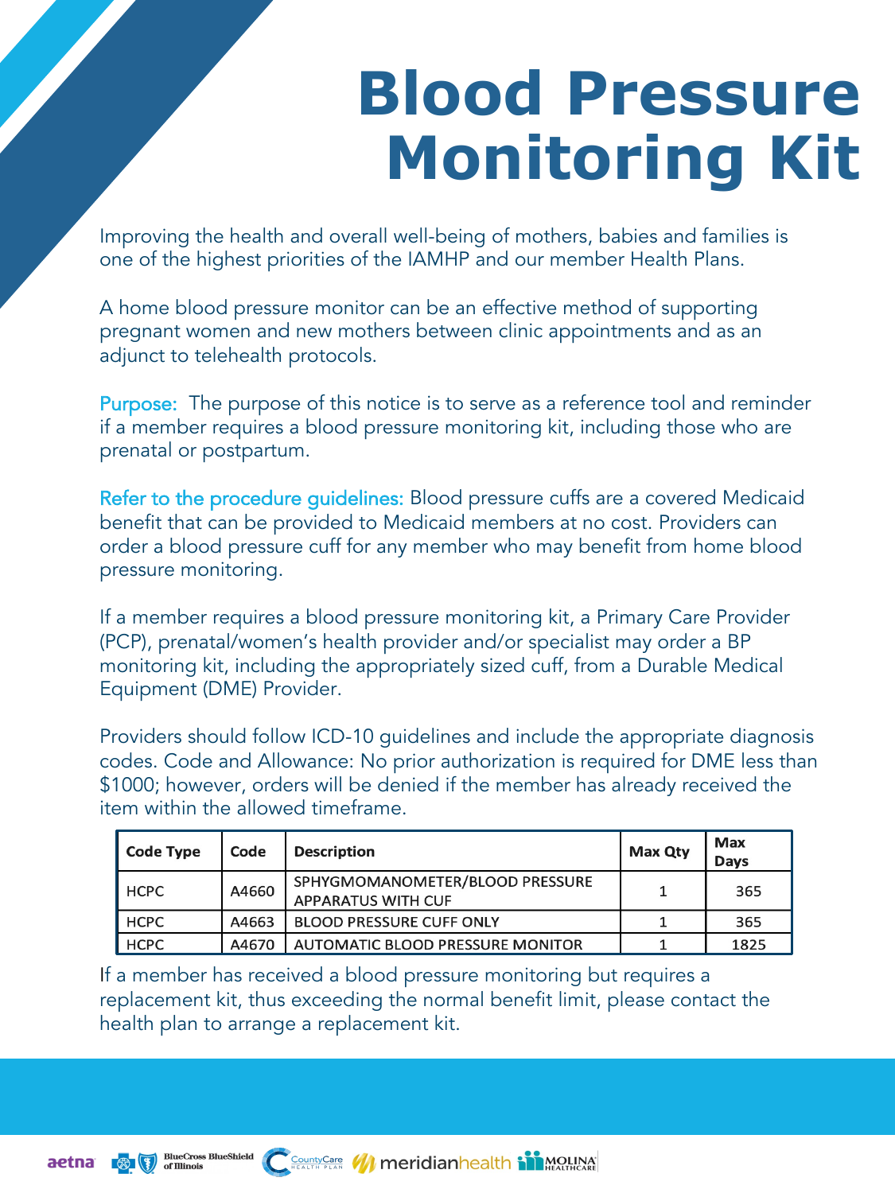# Blood Pressure Monitoring Kit

Improving the health and overall well-being of mothers, babies and families is one of the highest priorities of the IAMHP and our member Health Plans.

A home blood pressure monitor can be an effective method of supporting pregnant women and new mothers between clinic appointments and as an adjunct to telehealth protocols.

Purpose: The purpose of this notice is to serve as a reference tool and reminder if a member requires a blood pressure monitoring kit, including those who are prenatal or postpartum.

Refer to the procedure guidelines: Blood pressure cuffs are a covered Medicaid benefit that can be provided to Medicaid members at no cost. Providers can order a blood pressure cuff for any member who may benefit from home blood pressure monitoring.

If a member requires a blood pressure monitoring kit, a Primary Care Provider (PCP), prenatal/women's health provider and/or specialist may order a BP monitoring kit, including the appropriately sized cuff, from a Durable Medical Equipment (DME) Provider.

Providers should follow ICD-10 guidelines and include the appropriate diagnosis codes. Code and Allowance: No prior authorization is required for DME less than $1000; however, orders will be denied if the member has already received the item within the allowed timeframe.

| Code Type | Code | Description | Max Qty | Max Days |
|---|---|---|---|---|
| HCPC | A4660 | SPHYGMOMANOMETER/BLOOD PRESSURE APPARATUS WITH CUF | 1 | 365 |
| HCPC | A4663 | BLOOD PRESSURE CUFF ONLY | 1 | 365 |
| HCPC | A4670 | AUTOMATIC BLOOD PRESSURE MONITOR | 1 | 1825 |

If a member has received a blood pressure monitoring but requires a replacement kit, thus exceeding the normal benefit limit, please contact the health plan to arrange a replacement kit.

aetna BlueCross BlueShield of Illinois CountyCare HEALTH PLAN meridianhealth MOLINA HEALTHCARE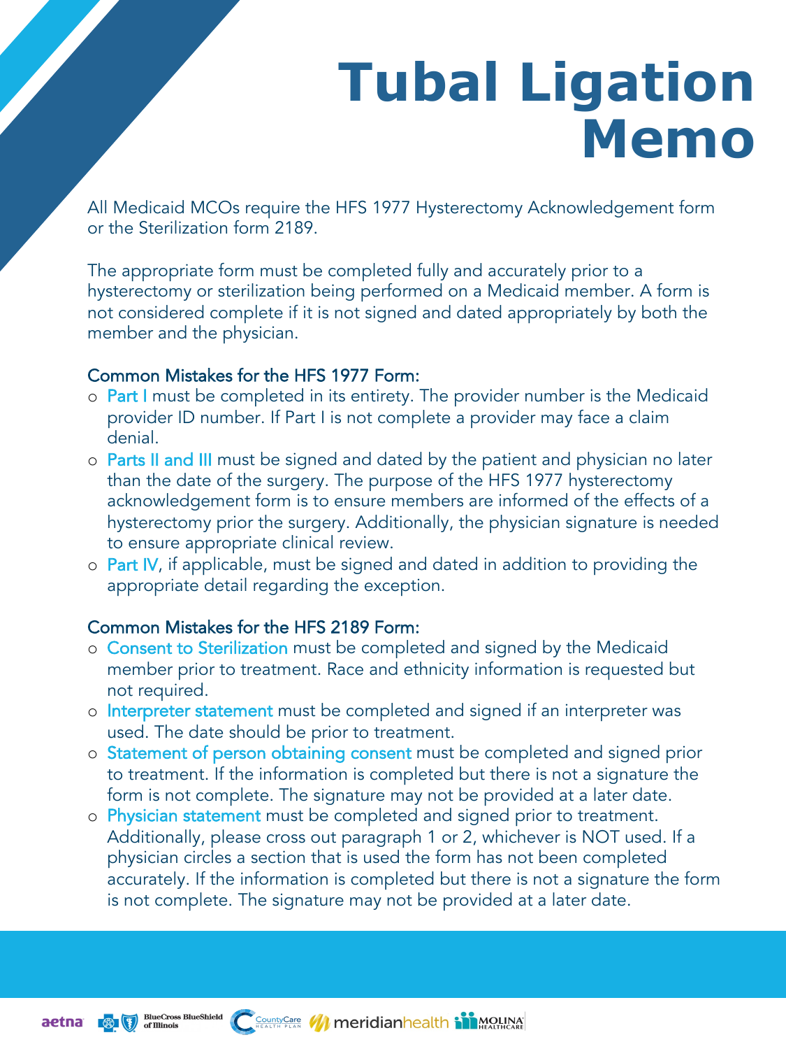# Tubal Ligation Memo

All Medicaid MCOs require the HFS 1977 Hysterectomy Acknowledgement form or the Sterilization form 2189.

The appropriate form must be completed fully and accurately prior to a hysterectomy or sterilization being performed on a Medicaid member. A form is not considered complete if it is not signed and dated appropriately by both the member and the physician.

### Common Mistakes for the HFS 1977 Form:

- Part I must be completed in its entirety. The provider number is the Medicaid provider ID number. If Part I is not complete a provider may face a claim denial.
- Parts II and III must be signed and dated by the patient and physician no later than the date of the surgery. The purpose of the HFS 1977 hysterectomy acknowledgement form is to ensure members are informed of the effects of a hysterectomy prior the surgery. Additionally, the physician signature is needed to ensure appropriate clinical review.
- Part IV, if applicable, must be signed and dated in addition to providing the appropriate detail regarding the exception.

### Common Mistakes for the HFS 2189 Form:

- Consent to Sterilization must be completed and signed by the Medicaid member prior to treatment. Race and ethnicity information is requested but not required.
- Interpreter statement must be completed and signed if an interpreter was used. The date should be prior to treatment.
- Statement of person obtaining consent must be completed and signed prior to treatment. If the information is completed but there is not a signature the form is not complete. The signature may not be provided at a later date.
- Physician statement must be completed and signed prior to treatment. Additionally, please cross out paragraph 1 or 2, whichever is NOT used. If a physician circles a section that is used the form has not been completed accurately. If the information is completed but there is not a signature the form is not complete. The signature may not be provided at a later date.

aetna BlueCross BlueShield of Illinois CountyCare Health Plan meridianhealth Molina Healthcare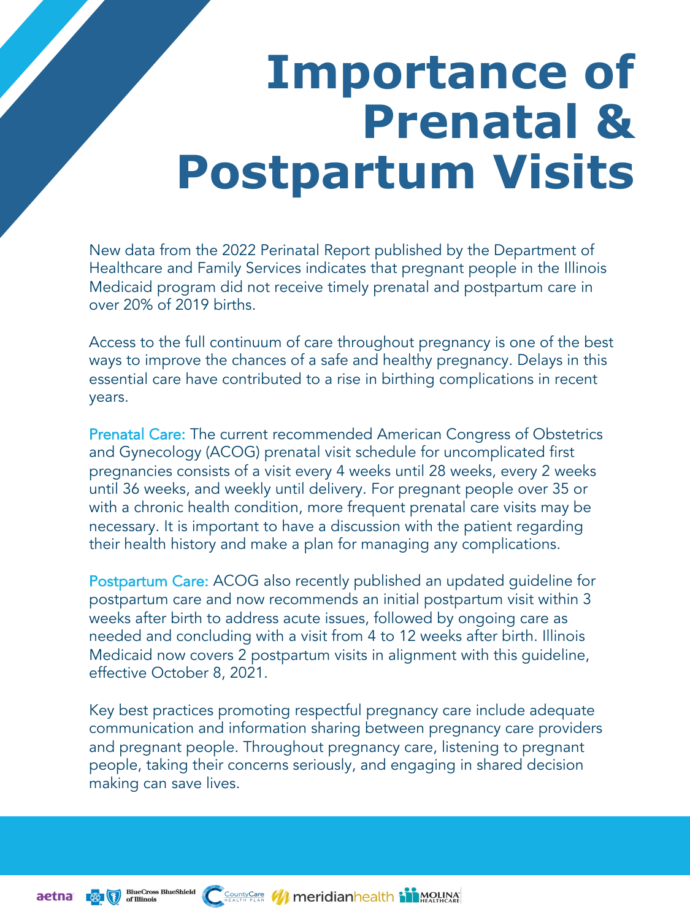# Importance of Prenatal & Postpartum Visits

New data from the 2022 Perinatal Report published by the Department of Healthcare and Family Services indicates that pregnant people in the Illinois Medicaid program did not receive timely prenatal and postpartum care in over 20% of 2019 births.

Access to the full continuum of care throughout pregnancy is one of the best ways to improve the chances of a safe and healthy pregnancy. Delays in this essential care have contributed to a rise in birthing complications in recent years.

**Prenatal Care:** The current recommended American Congress of Obstetrics and Gynecology (ACOG) prenatal visit schedule for uncomplicated first pregnancies consists of a visit every 4 weeks until 28 weeks, every 2 weeks until 36 weeks, and weekly until delivery. For pregnant people over 35 or with a chronic health condition, more frequent prenatal care visits may be necessary. It is important to have a discussion with the patient regarding their health history and make a plan for managing any complications.

**Postpartum Care:** ACOG also recently published an updated guideline for postpartum care and now recommends an initial postpartum visit within 3 weeks after birth to address acute issues, followed by ongoing care as needed and concluding with a visit from 4 to 12 weeks after birth. Illinois Medicaid now covers 2 postpartum visits in alignment with this guideline, effective October 8, 2021.

Key best practices promoting respectful pregnancy care include adequate communication and information sharing between pregnancy care providers and pregnant people. Throughout pregnancy care, listening to pregnant people, taking their concerns seriously, and engaging in shared decision making can save lives.

aetna | BlueCross BlueShield of Illinois | CountyCare Health Plan | meridianhealth | Molina Healthcare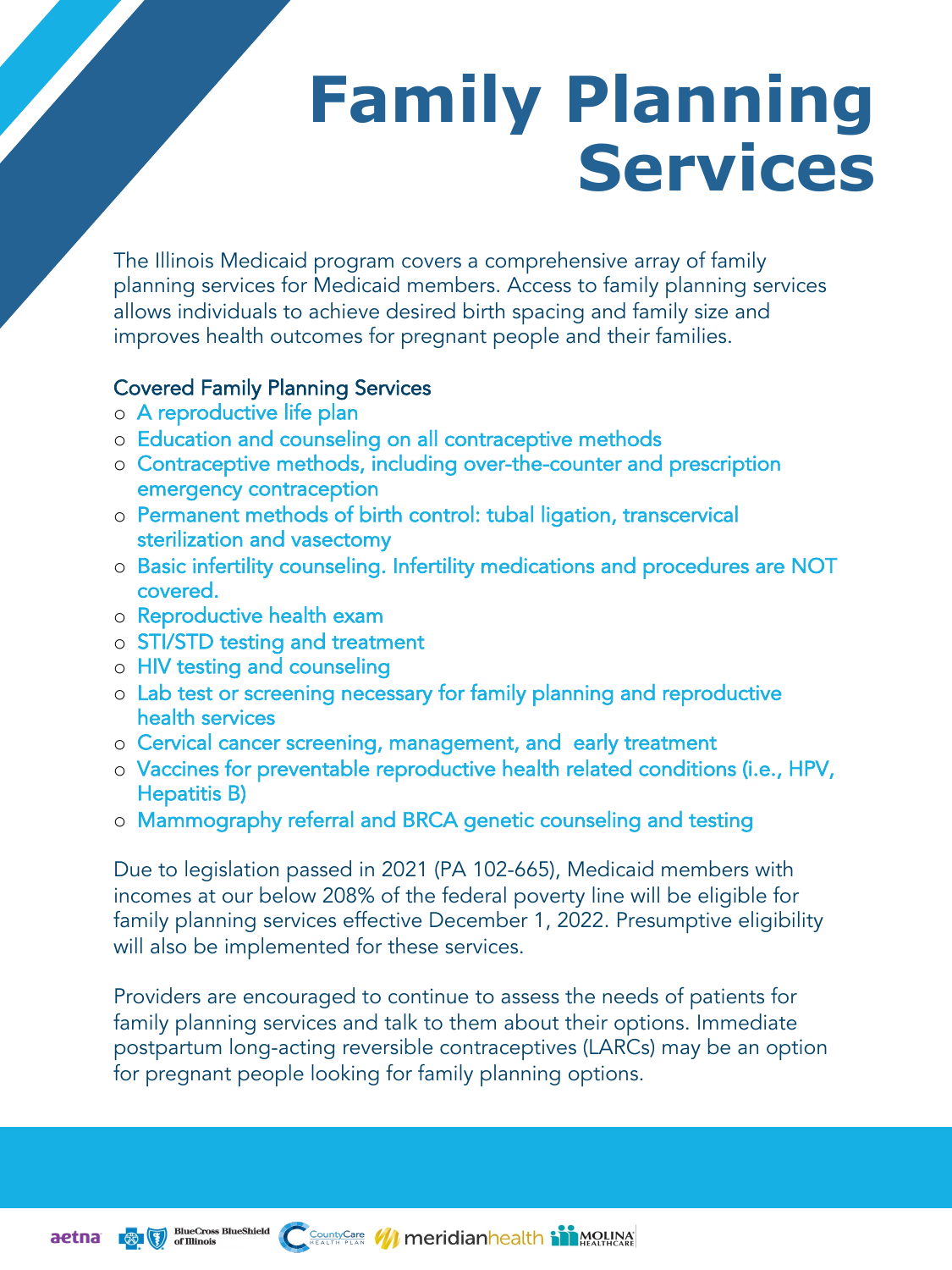# Family Planning Services

The Illinois Medicaid program covers a comprehensive array of family planning services for Medicaid members. Access to family planning services allows individuals to achieve desired birth spacing and family size and improves health outcomes for pregnant people and their families.

## Covered Family Planning Services

- A reproductive life plan
- Education and counseling on all contraceptive methods
- Contraceptive methods, including over-the-counter and prescription emergency contraception
- Permanent methods of birth control: tubal ligation, transcervical sterilization and vasectomy
- Basic infertility counseling. Infertility medications and procedures are NOT covered.
- Reproductive health exam
- STI/STD testing and treatment
- HIV testing and counseling
- Lab test or screening necessary for family planning and reproductive health services
- Cervical cancer screening, management, and early treatment
- Vaccines for preventable reproductive health related conditions (i.e., HPV, Hepatitis B)
- Mammography referral and BRCA genetic counseling and testing

Due to legislation passed in 2021 (PA 102-665), Medicaid members with incomes at our below 208% of the federal poverty line will be eligible for family planning services effective December 1, 2022. Presumptive eligibility will also be implemented for these services.

Providers are encouraged to continue to assess the needs of patients for family planning services and talk to them about their options. Immediate postpartum long-acting reversible contraceptives (LARCs) may be an option for pregnant people looking for family planning options.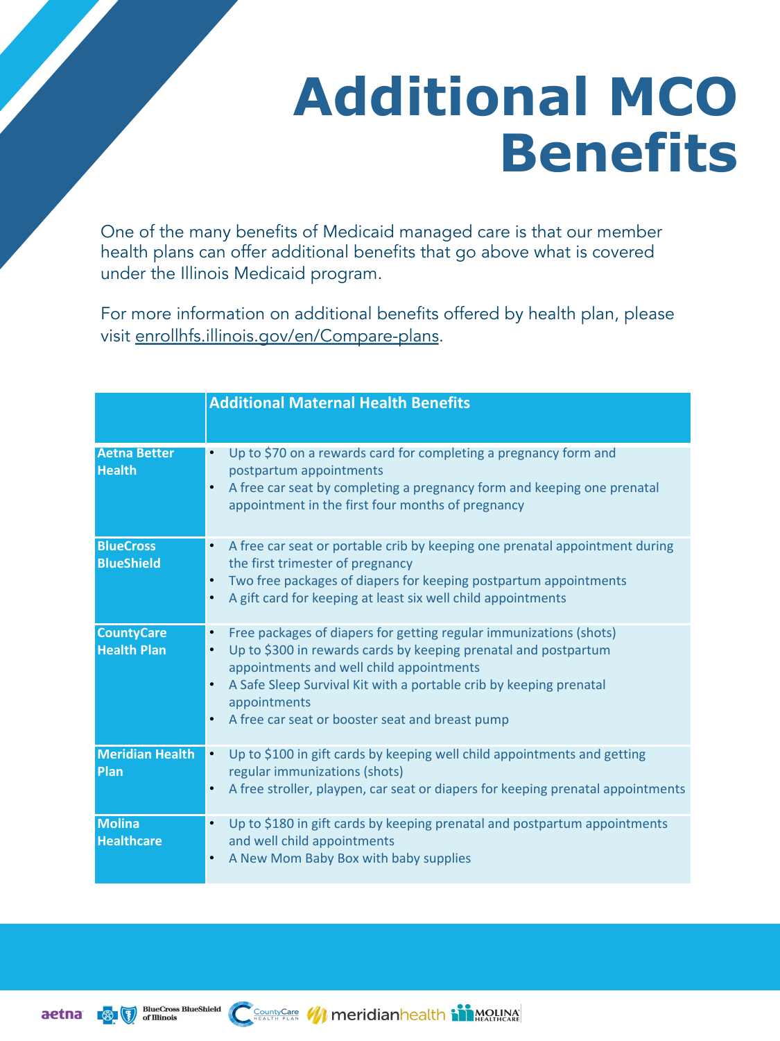# Additional MCO Benefits

One of the many benefits of Medicaid managed care is that our member health plans can offer additional benefits that go above what is covered under the Illinois Medicaid program.

For more information on additional benefits offered by health plan, please visit enrollhfs.illinois.gov/en/Compare-plans.

| | Additional Maternal Health Benefits |
|---|---|
| **Aetna Better Health** | • Up to $70 on a rewards card for completing a pregnancy form and postpartum appointments<br>• A free car seat by completing a pregnancy form and keeping one prenatal appointment in the first four months of pregnancy |
| **BlueCross BlueShield** | • A free car seat or portable crib by keeping one prenatal appointment during the first trimester of pregnancy<br>• Two free packages of diapers for keeping postpartum appointments<br>• A gift card for keeping at least six well child appointments |
| **CountyCare Health Plan** | • Free packages of diapers for getting regular immunizations (shots)<br>• Up to $300 in rewards cards by keeping prenatal and postpartum appointments and well child appointments<br>• A Safe Sleep Survival Kit with a portable crib by keeping prenatal appointments<br>• A free car seat or booster seat and breast pump |
| **Meridian Health Plan** | • Up to $100 in gift cards by keeping well child appointments and getting regular immunizations (shots)<br>• A free stroller, playpen, car seat or diapers for keeping prenatal appointments |
| **Molina Healthcare** | • Up to $180 in gift cards by keeping prenatal and postpartum appointments and well child appointments<br>• A New Mom Baby Box with baby supplies |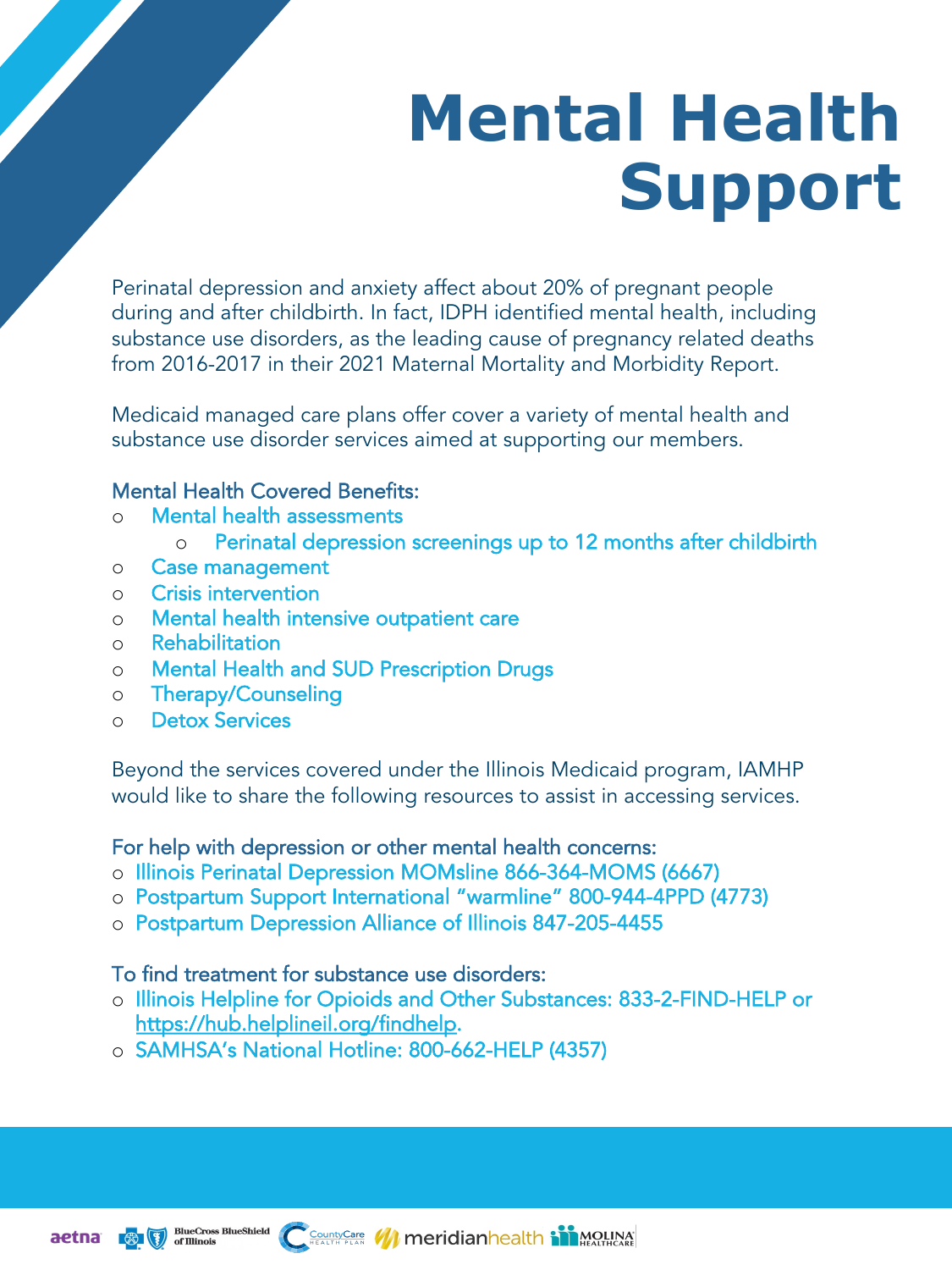# Mental Health Support

Perinatal depression and anxiety affect about 20% of pregnant people during and after childbirth. In fact, IDPH identified mental health, including substance use disorders, as the leading cause of pregnancy related deaths from 2016-2017 in their 2021 Maternal Mortality and Morbidity Report.

Medicaid managed care plans offer cover a variety of mental health and substance use disorder services aimed at supporting our members.

Mental Health Covered Benefits:

- Mental health assessments
  - Perinatal depression screenings up to 12 months after childbirth
- Case management
- Crisis intervention
- Mental health intensive outpatient care
- Rehabilitation
- Mental Health and SUD Prescription Drugs
- Therapy/Counseling
- Detox Services

Beyond the services covered under the Illinois Medicaid program, IAMHP would like to share the following resources to assist in accessing services.

For help with depression or other mental health concerns:

- Illinois Perinatal Depression MOMsline 866-364-MOMS (6667)
- Postpartum Support International “warmline” 800-944-4PPD (4773)
- Postpartum Depression Alliance of Illinois 847-205-4455

To find treatment for substance use disorders:

- Illinois Helpline for Opioids and Other Substances: 833-2-FIND-HELP or https://hub.helplineil.org/findhelp.
- SAMHSA’s National Hotline: 800-662-HELP (4357)

aetna BlueCross BlueShield of Illinois CountyCare Health Plan meridianhealth Molina Healthcare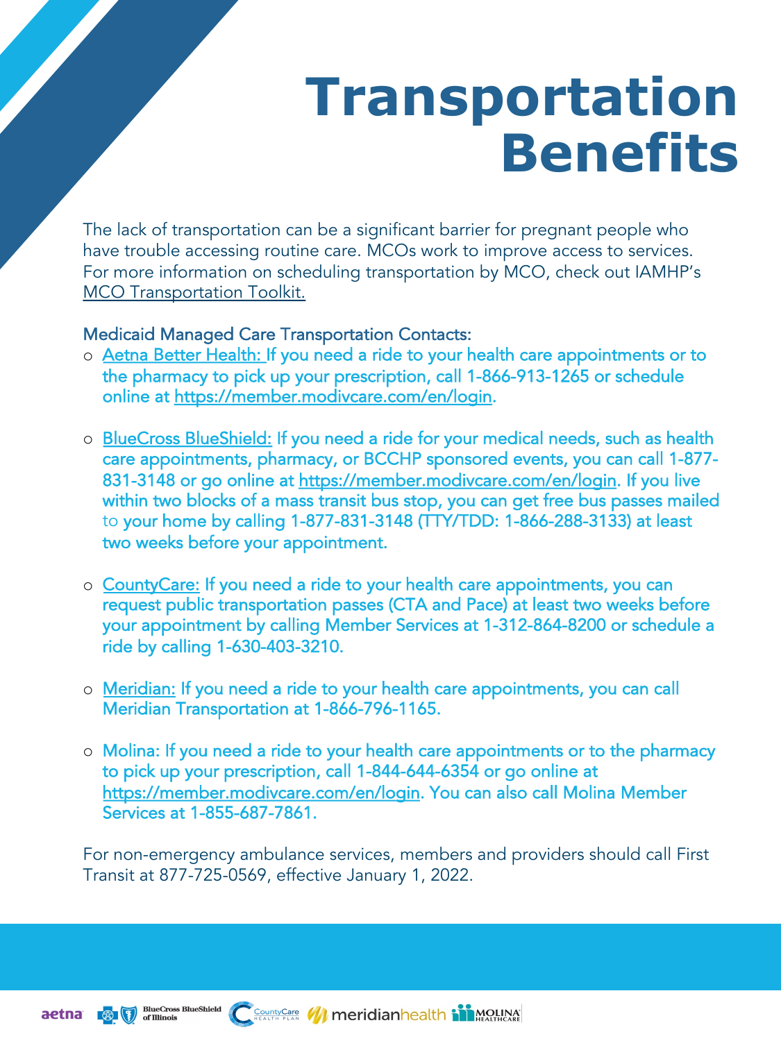# Transportation Benefits

The lack of transportation can be a significant barrier for pregnant people who have trouble accessing routine care. MCOs work to improve access to services. For more information on scheduling transportation by MCO, check out IAMHP's MCO Transportation Toolkit.

Medicaid Managed Care Transportation Contacts:

- Aetna Better Health: If you need a ride to your health care appointments or to the pharmacy to pick up your prescription, call 1-866-913-1265 or schedule online at https://member.modivcare.com/en/login.

- BlueCross BlueShield: If you need a ride for your medical needs, such as health care appointments, pharmacy, or BCCHP sponsored events, you can call 1-877-831-3148 or go online at https://member.modivcare.com/en/login. If you live within two blocks of a mass transit bus stop, you can get free bus passes mailed to your home by calling 1-877-831-3148 (TTY/TDD: 1-866-288-3133) at least two weeks before your appointment.

- CountyCare: If you need a ride to your health care appointments, you can request public transportation passes (CTA and Pace) at least two weeks before your appointment by calling Member Services at 1-312-864-8200 or schedule a ride by calling 1-630-403-3210.

- Meridian: If you need a ride to your health care appointments, you can call Meridian Transportation at 1-866-796-1165.

- Molina: If you need a ride to your health care appointments or to the pharmacy to pick up your prescription, call 1-844-644-6354 or go online at https://member.modivcare.com/en/login. You can also call Molina Member Services at 1-855-687-7861.

For non-emergency ambulance services, members and providers should call First Transit at 877-725-0569, effective January 1, 2022.